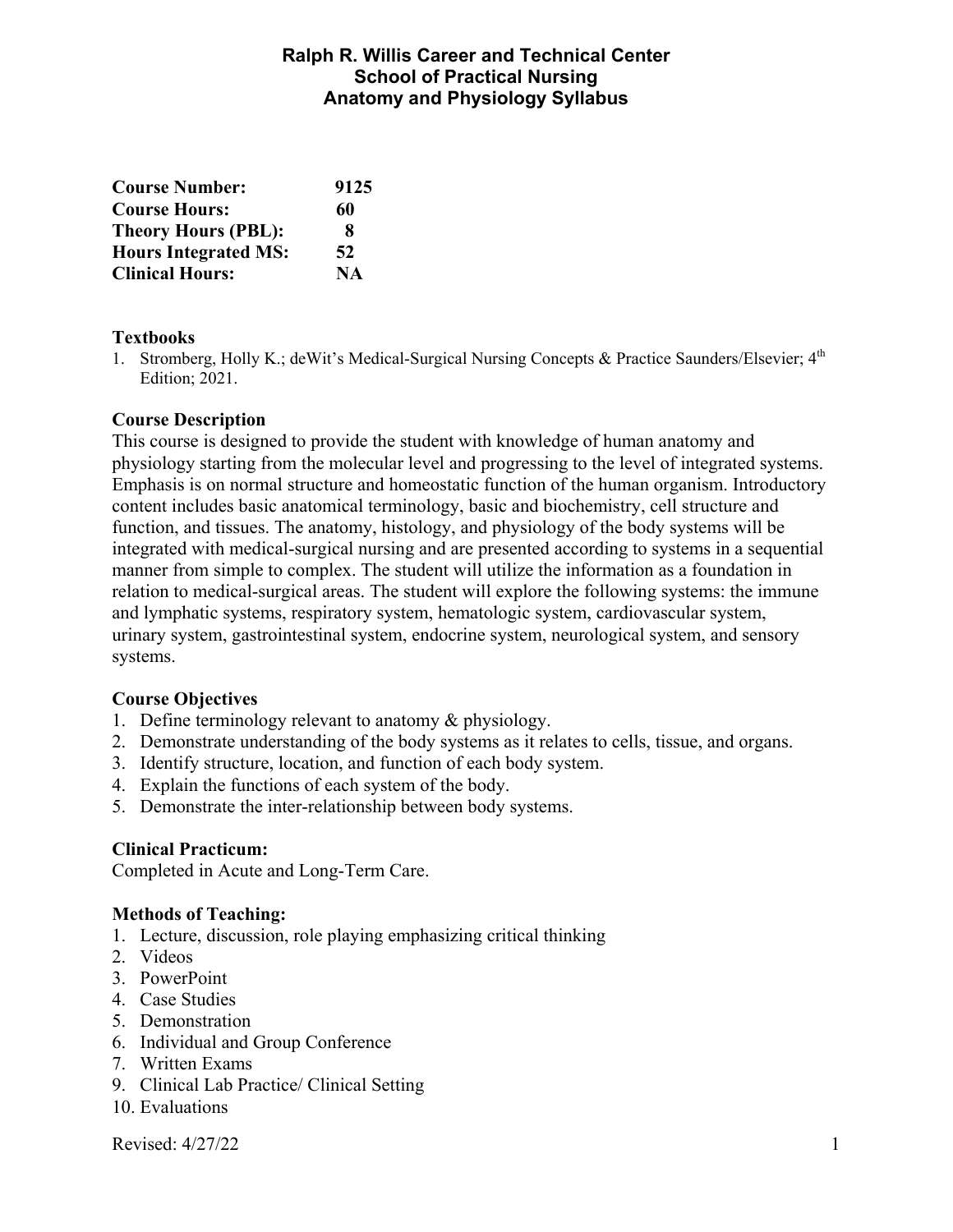# Ralph R. Willis Career and Technical Center
## School of Practical Nursing
## Anatomy and Physiology Syllabus

| | |
|---|---|
| **Course Number:** | **9125** |
| **Course Hours:** | **60** |
| **Theory Hours (PBL):** | **8** |
| **Hours Integrated MS:** | **52** |
| **Clinical Hours:** | **NA** |

### Textbooks

1. Stromberg, Holly K.; deWit's Medical-Surgical Nursing Concepts & Practice Saunders/Elsevier; 4th Edition; 2021.

### Course Description

This course is designed to provide the student with knowledge of human anatomy and physiology starting from the molecular level and progressing to the level of integrated systems. Emphasis is on normal structure and homeostatic function of the human organism. Introductory content includes basic anatomical terminology, basic and biochemistry, cell structure and function, and tissues. The anatomy, histology, and physiology of the body systems will be integrated with medical-surgical nursing and are presented according to systems in a sequential manner from simple to complex. The student will utilize the information as a foundation in relation to medical-surgical areas. The student will explore the following systems: the immune and lymphatic systems, respiratory system, hematologic system, cardiovascular system, urinary system, gastrointestinal system, endocrine system, neurological system, and sensory systems.

### Course Objectives

1. Define terminology relevant to anatomy & physiology.
2. Demonstrate understanding of the body systems as it relates to cells, tissue, and organs.
3. Identify structure, location, and function of each body system.
4. Explain the functions of each system of the body.
5. Demonstrate the inter-relationship between body systems.

### Clinical Practicum:

Completed in Acute and Long-Term Care.

### Methods of Teaching:

1. Lecture, discussion, role playing emphasizing critical thinking
2. Videos
3. PowerPoint
4. Case Studies
5. Demonstration
6. Individual and Group Conference
7. Written Exams
9. Clinical Lab Practice/ Clinical Setting
10. Evaluations

Revised: 4/27/22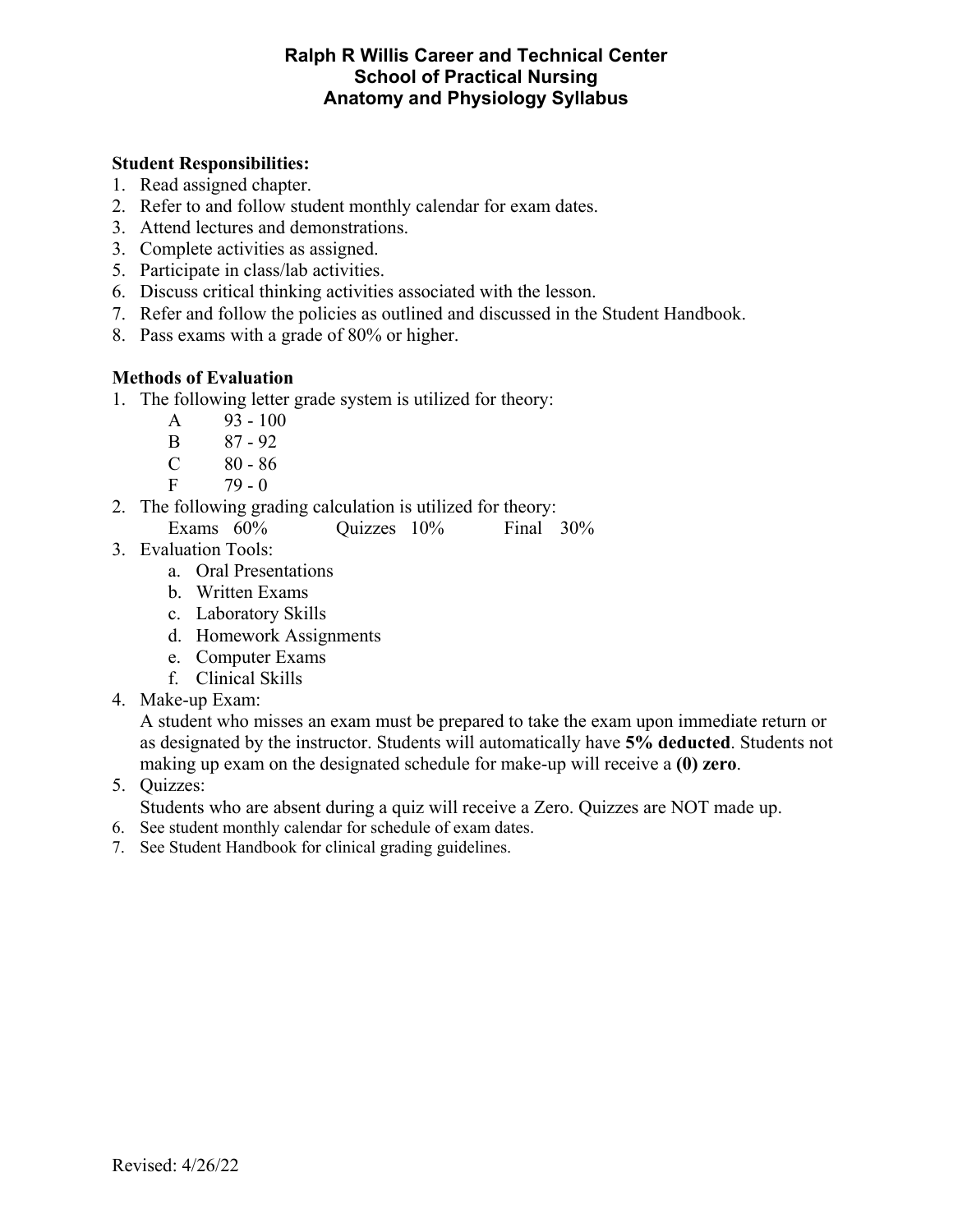# Ralph R Willis Career and Technical Center
## School of Practical Nursing
## Anatomy and Physiology Syllabus

**Student Responsibilities:**

1. Read assigned chapter.
2. Refer to and follow student monthly calendar for exam dates.
3. Attend lectures and demonstrations.
3. Complete activities as assigned.
5. Participate in class/lab activities.
6. Discuss critical thinking activities associated with the lesson.
7. Refer and follow the policies as outlined and discussed in the Student Handbook.
8. Pass exams with a grade of 80% or higher.

**Methods of Evaluation**

1. The following letter grade system is utilized for theory:

   | | |
   |---|---|
   | A | 93 - 100 |
   | B | 87 - 92 |
   | C | 80 - 86 |
   | F | 79 - 0 |

2. The following grading calculation is utilized for theory:
   Exams 60% Quizzes 10% Final 30%
3. Evaluation Tools:
   a. Oral Presentations
   b. Written Exams
   c. Laboratory Skills
   d. Homework Assignments
   e. Computer Exams
   f. Clinical Skills
4. Make-up Exam:
   A student who misses an exam must be prepared to take the exam upon immediate return or as designated by the instructor. Students will automatically have **5% deducted**. Students not making up exam on the designated schedule for make-up will receive a **(0) zero**.
5. Quizzes:
   Students who are absent during a quiz will receive a Zero. Quizzes are NOT made up.
6. See student monthly calendar for schedule of exam dates.
7. See Student Handbook for clinical grading guidelines.

Revised: 4/26/22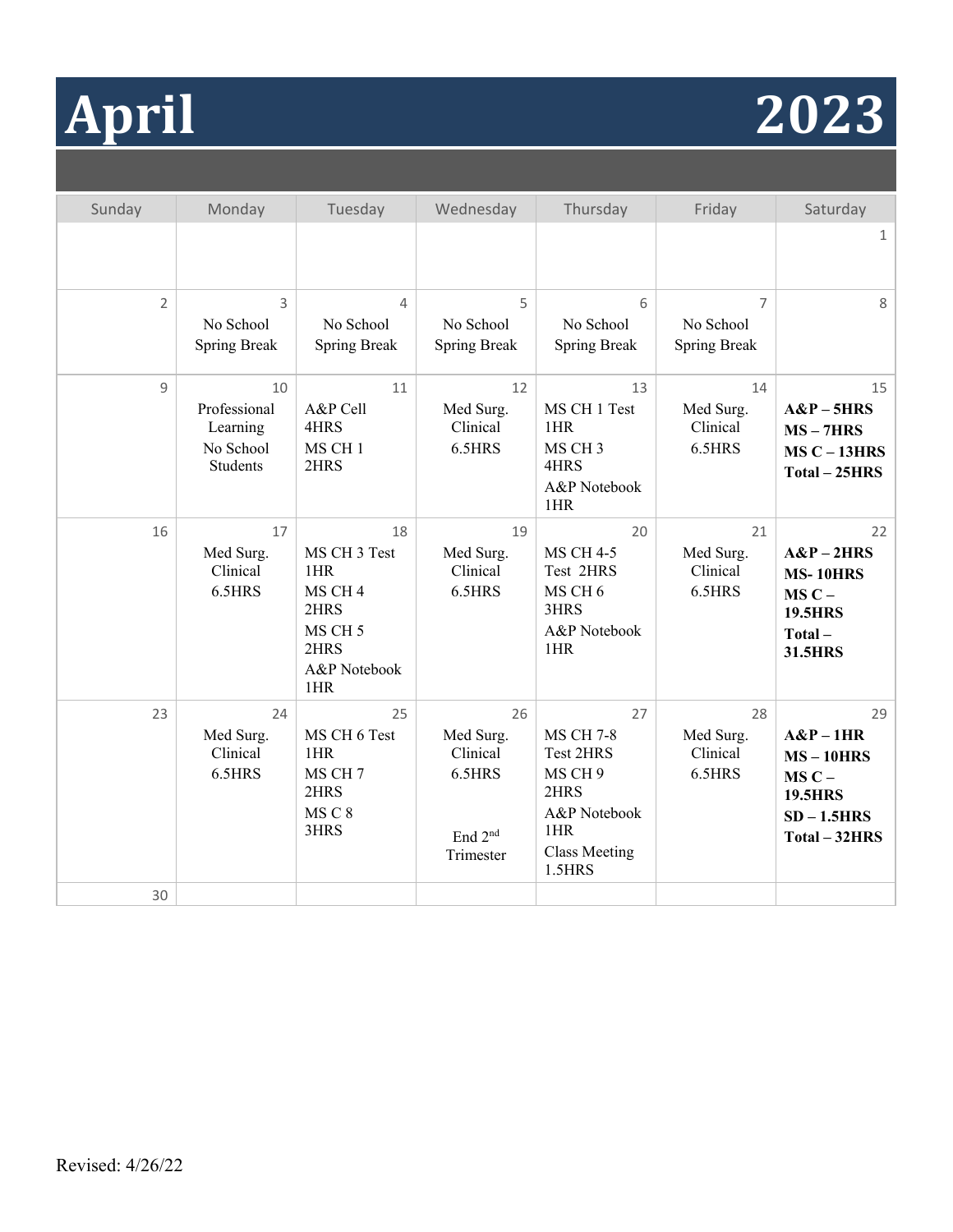# April 2023

| Sunday | Monday | Tuesday | Wednesday | Thursday | Friday | Saturday |
|---|---|---|---|---|---|---|
| | | | | | | 1 |
| 2 | 3 No School Spring Break | 4 No School Spring Break | 5 No School Spring Break | 6 No School Spring Break | 7 No School Spring Break | 8 |
| 9 | 10 Professional Learning No School Students | 11 A&P Cell 4HRS MS CH 1 2HRS | 12 Med Surg. Clinical 6.5HRS | 13 MS CH 1 Test 1HR MS CH 3 4HRS A&P Notebook 1HR | 14 Med Surg. Clinical 6.5HRS | 15 **A&P – 5HRS MS – 7HRS MS C – 13HRS Total – 25HRS** |
| 16 | 17 Med Surg. Clinical 6.5HRS | 18 MS CH 3 Test 1HR MS CH 4 2HRS MS CH 5 2HRS A&P Notebook 1HR | 19 Med Surg. Clinical 6.5HRS | 20 MS CH 4-5 Test 2HRS MS CH 6 3HRS A&P Notebook 1HR | 21 Med Surg. Clinical 6.5HRS | 22 **A&P – 2HRS MS- 10HRS MS C – 19.5HRS Total – 31.5HRS** |
| 23 | 24 Med Surg. Clinical 6.5HRS | 25 MS CH 6 Test 1HR MS CH 7 2HRS MS C 8 3HRS | 26 Med Surg. Clinical 6.5HRS End 2nd Trimester | 27 MS CH 7-8 Test 2HRS MS CH 9 2HRS A&P Notebook 1HR Class Meeting 1.5HRS | 28 Med Surg. Clinical 6.5HRS | 29 **A&P – 1HR MS – 10HRS MS C – 19.5HRS SD – 1.5HRS Total – 32HRS** |
| 30 | | | | | | |

Revised: 4/26/22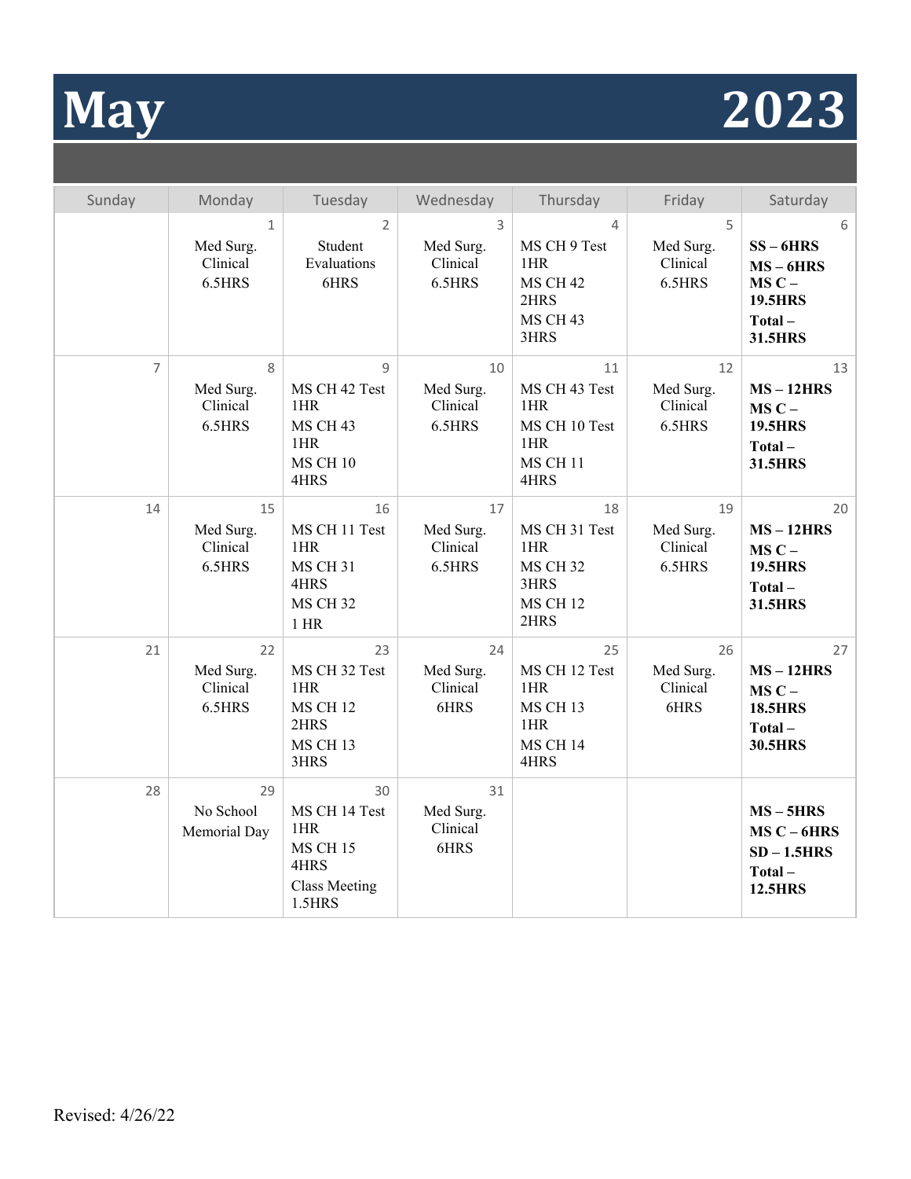# May 2023

| Sunday | Monday | Tuesday | Wednesday | Thursday | Friday | Saturday |
|---|---|---|---|---|---|---|
| | 1<br>Med Surg. Clinical 6.5HRS | 2<br>Student Evaluations 6HRS | 3<br>Med Surg. Clinical 6.5HRS | 4<br>MS CH 9 Test 1HR<br>MS CH 42 2HRS<br>MS CH 43 3HRS | 5<br>Med Surg. Clinical 6.5HRS | 6<br>**SS – 6HRS**<br>**MS – 6HRS**<br>**MS C – 19.5HRS**<br>**Total – 31.5HRS** |
| 7 | 8<br>Med Surg. Clinical 6.5HRS | 9<br>MS CH 42 Test 1HR<br>MS CH 43 1HR<br>MS CH 10 4HRS | 10<br>Med Surg. Clinical 6.5HRS | 11<br>MS CH 43 Test 1HR<br>MS CH 10 Test 1HR<br>MS CH 11 4HRS | 12<br>Med Surg. Clinical 6.5HRS | 13<br>**MS – 12HRS**<br>**MS C – 19.5HRS**<br>**Total – 31.5HRS** |
| 14 | 15<br>Med Surg. Clinical 6.5HRS | 16<br>MS CH 11 Test 1HR<br>MS CH 31 4HRS<br>MS CH 32 1 HR | 17<br>Med Surg. Clinical 6.5HRS | 18<br>MS CH 31 Test 1HR<br>MS CH 32 3HRS<br>MS CH 12 2HRS | 19<br>Med Surg. Clinical 6.5HRS | 20<br>**MS – 12HRS**<br>**MS C – 19.5HRS**<br>**Total – 31.5HRS** |
| 21 | 22<br>Med Surg. Clinical 6.5HRS | 23<br>MS CH 32 Test 1HR<br>MS CH 12 2HRS<br>MS CH 13 3HRS | 24<br>Med Surg. Clinical 6HRS | 25<br>MS CH 12 Test 1HR<br>MS CH 13 1HR<br>MS CH 14 4HRS | 26<br>Med Surg. Clinical 6HRS | 27<br>**MS – 12HRS**<br>**MS C – 18.5HRS**<br>**Total – 30.5HRS** |
| 28 | 29<br>No School Memorial Day | 30<br>MS CH 14 Test 1HR<br>MS CH 15 4HRS<br>Class Meeting 1.5HRS | 31<br>Med Surg. Clinical 6HRS | | | **MS – 5HRS**<br>**MS C – 6HRS**<br>**SD – 1.5HRS**<br>**Total – 12.5HRS** |

Revised: 4/26/22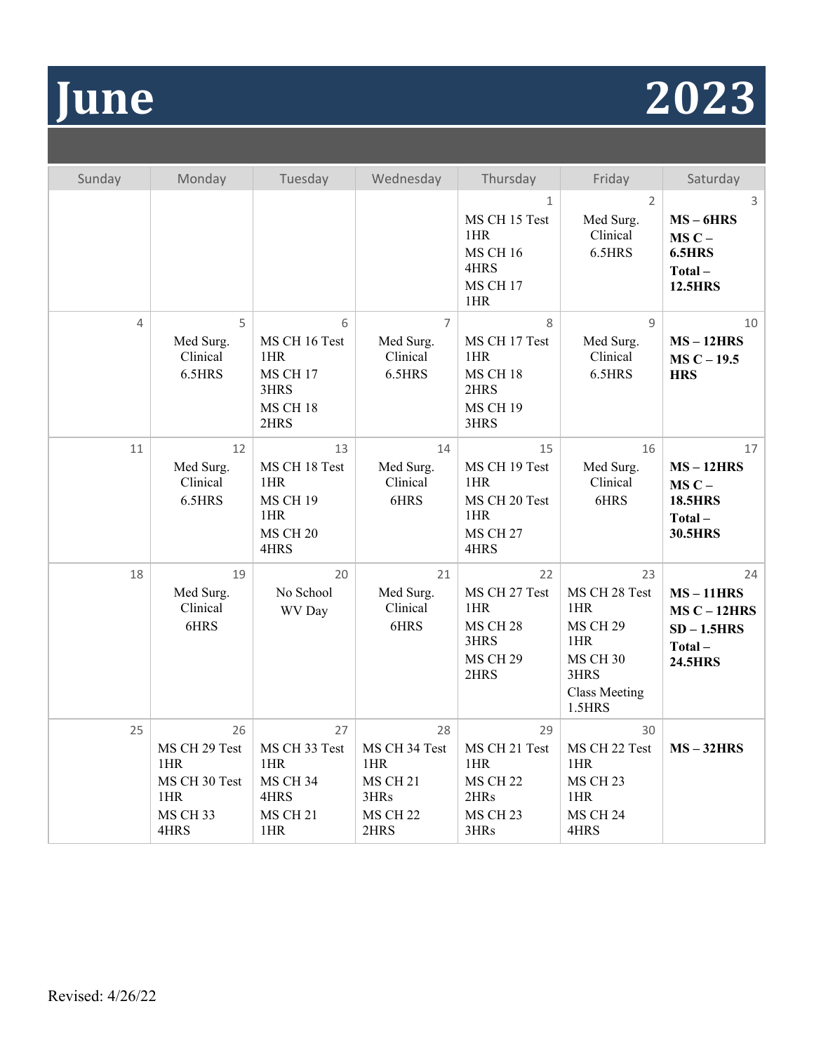# June 2023

| Sunday | Monday | Tuesday | Wednesday | Thursday | Friday | Saturday |
|---|---|---|---|---|---|---|
| | | | | 1<br>MS CH 15 Test 1HR<br>MS CH 16 4HRS<br>MS CH 17 1HR | 2<br>Med Surg. Clinical 6.5HRS | 3<br>**MS – 6HRS**<br>**MS C – 6.5HRS**<br>**Total – 12.5HRS** |
| 4 | 5<br>Med Surg. Clinical 6.5HRS | 6<br>MS CH 16 Test 1HR<br>MS CH 17 3HRS<br>MS CH 18 2HRS | 7<br>Med Surg. Clinical 6.5HRS | 8<br>MS CH 17 Test 1HR<br>MS CH 18 2HRS<br>MS CH 19 3HRS | 9<br>Med Surg. Clinical 6.5HRS | 10<br>**MS – 12HRS**<br>**MS C – 19.5 HRS** |
| 11 | 12<br>Med Surg. Clinical 6.5HRS | 13<br>MS CH 18 Test 1HR<br>MS CH 19 1HR<br>MS CH 20 4HRS | 14<br>Med Surg. Clinical 6HRS | 15<br>MS CH 19 Test 1HR<br>MS CH 20 Test 1HR<br>MS CH 27 4HRS | 16<br>Med Surg. Clinical 6HRS | 17<br>**MS – 12HRS**<br>**MS C – 18.5HRS**<br>**Total – 30.5HRS** |
| 18 | 19<br>Med Surg. Clinical 6HRS | 20<br>No School<br>WV Day | 21<br>Med Surg. Clinical 6HRS | 22<br>MS CH 27 Test 1HR<br>MS CH 28 3HRS<br>MS CH 29 2HRS | 23<br>MS CH 28 Test 1HR<br>MS CH 29 1HR<br>MS CH 30 3HRS<br>Class Meeting 1.5HRS | 24<br>**MS – 11HRS**<br>**MS C – 12HRS**<br>**SD – 1.5HRS**<br>**Total – 24.5HRS** |
| 25 | 26<br>MS CH 29 Test 1HR<br>MS CH 30 Test 1HR<br>MS CH 33 4HRS | 27<br>MS CH 33 Test 1HR<br>MS CH 34 4HRS<br>MS CH 21 1HR | 28<br>MS CH 34 Test 1HR<br>MS CH 21 3HRs<br>MS CH 22 2HRS | 29<br>MS CH 21 Test 1HR<br>MS CH 22 2HRs<br>MS CH 23 3HRs | 30<br>MS CH 22 Test 1HR<br>MS CH 23 1HR<br>MS CH 24 4HRS | **MS – 32HRS** |

Revised: 4/26/22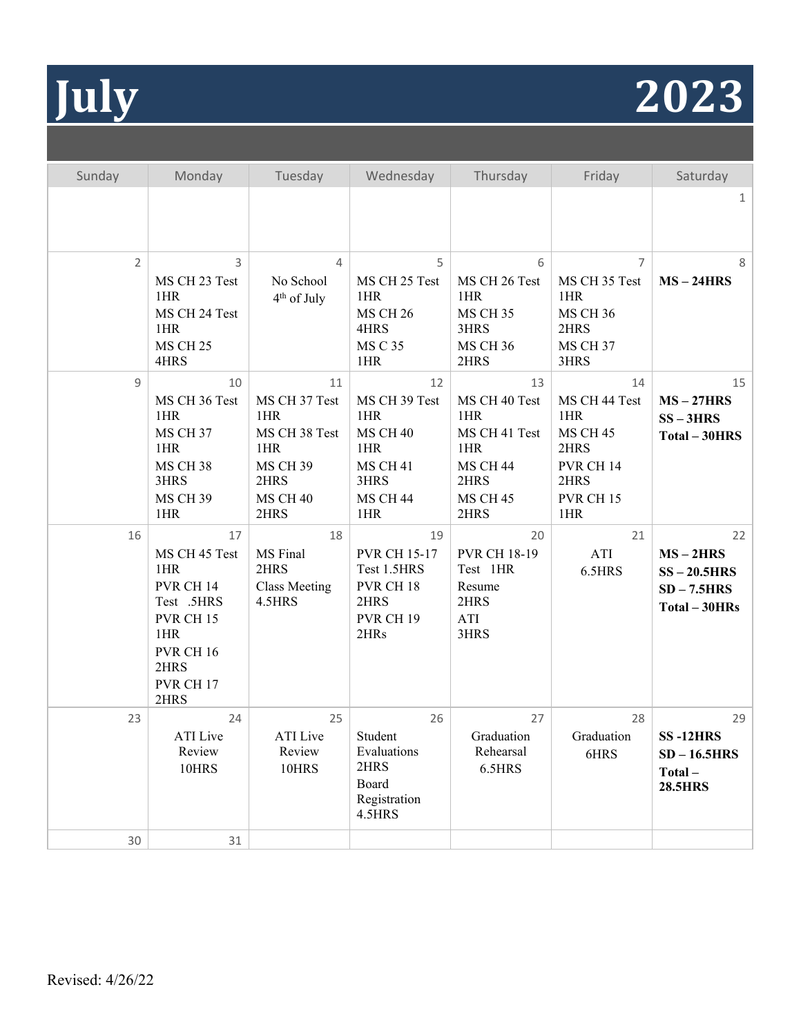# July 2023

| Sunday | Monday | Tuesday | Wednesday | Thursday | Friday | Saturday |
|---|---|---|---|---|---|---|
| | | | | | | 1 |
| 2 | 3<br>MS CH 23 Test 1HR<br>MS CH 24 Test 1HR<br>MS CH 25 4HRS | 4<br>No School<br>4th of July | 5<br>MS CH 25 Test 1HR<br>MS CH 26 4HRS<br>MS C 35 1HR | 6<br>MS CH 26 Test 1HR<br>MS CH 35 3HRS<br>MS CH 36 2HRS | 7<br>MS CH 35 Test 1HR<br>MS CH 36 2HRS<br>MS CH 37 3HRS | 8<br>**MS – 24HRS** |
| 9 | 10<br>MS CH 36 Test 1HR<br>MS CH 37 1HR<br>MS CH 38 3HRS<br>MS CH 39 1HR | 11<br>MS CH 37 Test 1HR<br>MS CH 38 Test 1HR<br>MS CH 39 2HRS<br>MS CH 40 2HRS | 12<br>MS CH 39 Test 1HR<br>MS CH 40 1HR<br>MS CH 41 3HRS<br>MS CH 44 1HR | 13<br>MS CH 40 Test 1HR<br>MS CH 41 Test 1HR<br>MS CH 44 2HRS<br>MS CH 45 2HRS | 14<br>MS CH 44 Test 1HR<br>MS CH 45 2HRS<br>PVR CH 14 2HRS<br>PVR CH 15 1HR | 15<br>**MS – 27HRS**<br>**SS – 3HRS**<br>**Total – 30HRS** |
| 16 | 17<br>MS CH 45 Test 1HR<br>PVR CH 14 Test .5HRS<br>PVR CH 15 1HR<br>PVR CH 16 2HRS<br>PVR CH 17 2HRS | 18<br>MS Final 2HRS<br>Class Meeting 4.5HRS | 19<br>PVR CH 15-17 Test 1.5HRS<br>PVR CH 18 2HRS<br>PVR CH 19 2HRs | 20<br>PVR CH 18-19 Test 1HR<br>Resume 2HRS<br>ATI 3HRS | 21<br>ATI<br>6.5HRS | 22<br>**MS – 2HRS**<br>**SS – 20.5HRS**<br>**SD – 7.5HRS**<br>**Total – 30HRs** |
| 23 | 24<br>ATI Live Review 10HRS | 25<br>ATI Live Review 10HRS | 26<br>Student Evaluations 2HRS<br>Board Registration 4.5HRS | 27<br>Graduation Rehearsal 6.5HRS | 28<br>Graduation 6HRS | 29<br>**SS -12HRS**<br>**SD – 16.5HRS**<br>**Total – 28.5HRS** |
| 30 | 31 | | | | | |

Revised: 4/26/22